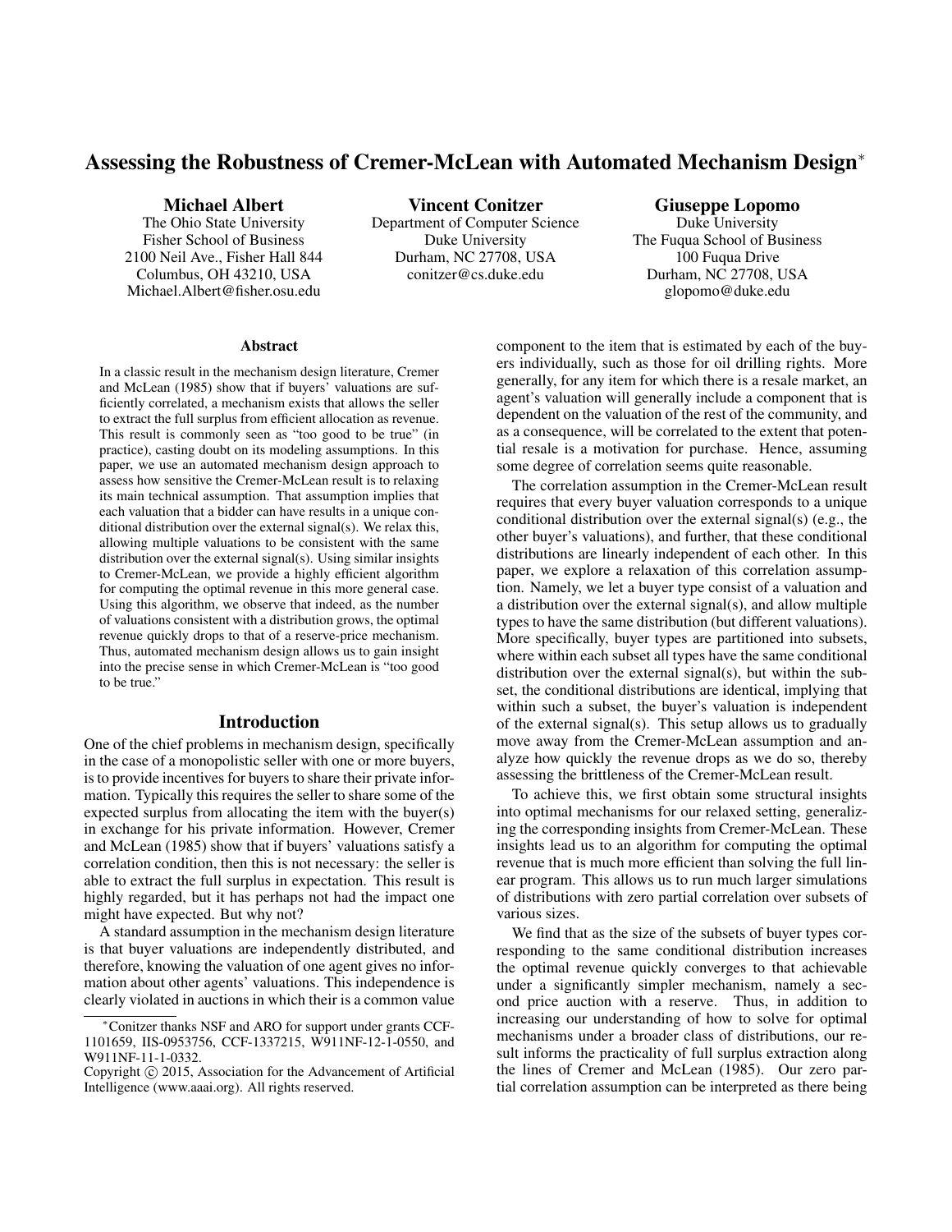# Assessing the Robustness of Cremer-McLean with Automated Mechanism Design*

**Michael Albert**
The Ohio State University
Fisher School of Business
2100 Neil Ave., Fisher Hall 844
Columbus, OH 43210, USA
Michael.Albert@fisher.osu.edu

**Vincent Conitzer**
Department of Computer Science
Duke University
Durham, NC 27708, USA
conitzer@cs.duke.edu

**Giuseppe Lopomo**
Duke University
The Fuqua School of Business
100 Fuqua Drive
Durham, NC 27708, USA
glopomo@duke.edu

## Abstract

In a classic result in the mechanism design literature, Cremer and McLean (1985) show that if buyers' valuations are sufficiently correlated, a mechanism exists that allows the seller to extract the full surplus from efficient allocation as revenue. This result is commonly seen as "too good to be true" (in practice), casting doubt on its modeling assumptions. In this paper, we use an automated mechanism design approach to assess how sensitive the Cremer-McLean result is to relaxing its main technical assumption. That assumption implies that each valuation that a bidder can have results in a unique conditional distribution over the external signal(s). We relax this, allowing multiple valuations to be consistent with the same distribution over the external signal(s). Using similar insights to Cremer-McLean, we provide a highly efficient algorithm for computing the optimal revenue in this more general case. Using this algorithm, we observe that indeed, as the number of valuations consistent with a distribution grows, the optimal revenue quickly drops to that of a reserve-price mechanism. Thus, automated mechanism design allows us to gain insight into the precise sense in which Cremer-McLean is "too good to be true."

## Introduction

One of the chief problems in mechanism design, specifically in the case of a monopolistic seller with one or more buyers, is to provide incentives for buyers to share their private information. Typically this requires the seller to share some of the expected surplus from allocating the item with the buyer(s) in exchange for his private information. However, Cremer and McLean (1985) show that if buyers' valuations satisfy a correlation condition, then this is not necessary: the seller is able to extract the full surplus in expectation. This result is highly regarded, but it has perhaps not had the impact one might have expected. But why not?

A standard assumption in the mechanism design literature is that buyer valuations are independently distributed, and therefore, knowing the valuation of one agent gives no information about other agents' valuations. This independence is clearly violated in auctions in which their is a common value component to the item that is estimated by each of the buyers individually, such as those for oil drilling rights. More generally, for any item for which there is a resale market, an agent's valuation will generally include a component that is dependent on the valuation of the rest of the community, and as a consequence, will be correlated to the extent that potential resale is a motivation for purchase. Hence, assuming some degree of correlation seems quite reasonable.

The correlation assumption in the Cremer-McLean result requires that every buyer valuation corresponds to a unique conditional distribution over the external signal(s) (e.g., the other buyer's valuations), and further, that these conditional distributions are linearly independent of each other. In this paper, we explore a relaxation of this correlation assumption. Namely, we let a buyer type consist of a valuation and a distribution over the external signal(s), and allow multiple types to have the same distribution (but different valuations). More specifically, buyer types are partitioned into subsets, where within each subset all types have the same conditional distribution over the external signal(s), but within the subset, the conditional distributions are identical, implying that within such a subset, the buyer's valuation is independent of the external signal(s). This setup allows us to gradually move away from the Cremer-McLean assumption and analyze how quickly the revenue drops as we do so, thereby assessing the brittleness of the Cremer-McLean result.

To achieve this, we first obtain some structural insights into optimal mechanisms for our relaxed setting, generalizing the corresponding insights from Cremer-McLean. These insights lead us to an algorithm for computing the optimal revenue that is much more efficient than solving the full linear program. This allows us to run much larger simulations of distributions with zero partial correlation over subsets of various sizes.

We find that as the size of the subsets of buyer types corresponding to the same conditional distribution increases the optimal revenue quickly converges to that achievable under a significantly simpler mechanism, namely a second price auction with a reserve. Thus, in addition to increasing our understanding of how to solve for optimal mechanisms under a broader class of distributions, our result informs the practicality of full surplus extraction along the lines of Cremer and McLean (1985). Our zero partial correlation assumption can be interpreted as there being

*Conitzer thanks NSF and ARO for support under grants CCF-1101659, IIS-0953756, CCF-1337215, W911NF-12-1-0550, and W911NF-11-1-0332.

Copyright © 2015, Association for the Advancement of Artificial Intelligence (www.aaai.org). All rights reserved.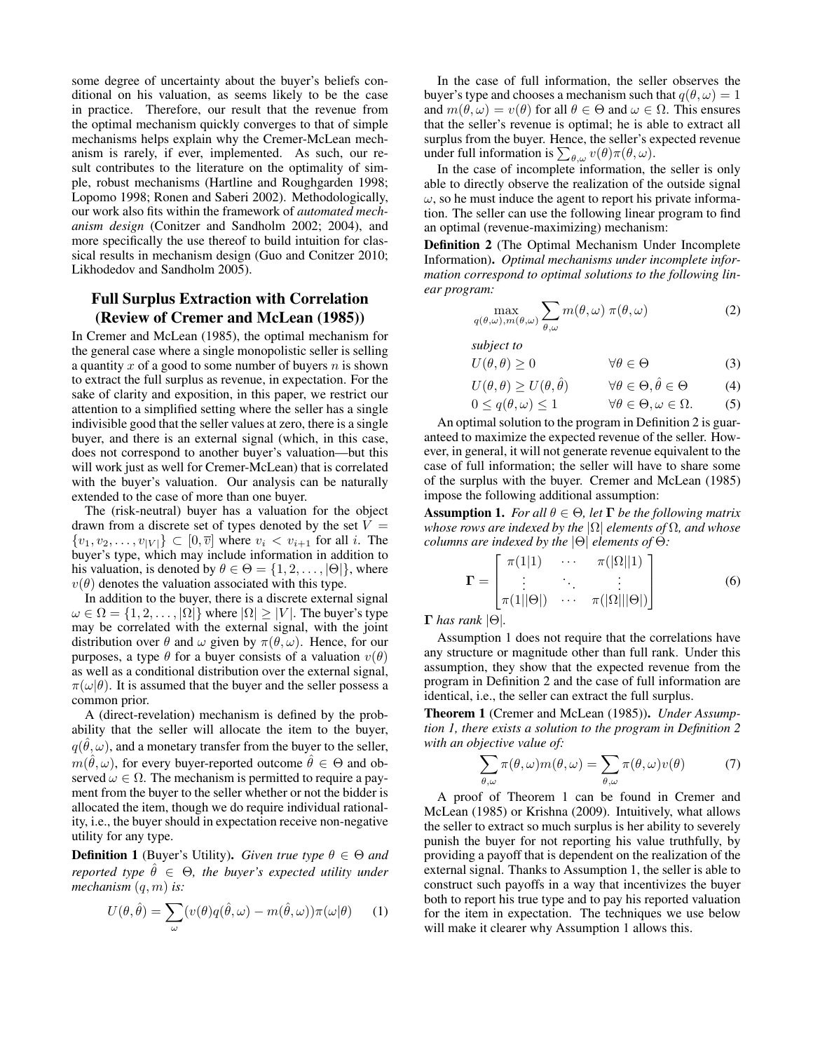some degree of uncertainty about the buyer's beliefs conditional on his valuation, as seems likely to be the case in practice. Therefore, our result that the revenue from the optimal mechanism quickly converges to that of simple mechanisms helps explain why the Cremer-McLean mechanism is rarely, if ever, implemented. As such, our result contributes to the literature on the optimality of simple, robust mechanisms (Hartline and Roughgarden 1998; Lopomo 1998; Ronen and Saberi 2002). Methodologically, our work also fits within the framework of *automated mechanism design* (Conitzer and Sandholm 2002; 2004), and more specifically the use thereof to build intuition for classical results in mechanism design (Guo and Conitzer 2010; Likhodedov and Sandholm 2005).

## Full Surplus Extraction with Correlation (Review of Cremer and McLean (1985))

In Cremer and McLean (1985), the optimal mechanism for the general case where a single monopolistic seller is selling a quantity $x$ of a good to some number of buyers $n$ is shown to extract the full surplus as revenue, in expectation. For the sake of clarity and exposition, in this paper, we restrict our attention to a simplified setting where the seller has a single indivisible good that the seller values at zero, there is a single buyer, and there is an external signal (which, in this case, does not correspond to another buyer's valuation—but this will work just as well for Cremer-McLean) that is correlated with the buyer's valuation. Our analysis can be naturally extended to the case of more than one buyer.

The (risk-neutral) buyer has a valuation for the object drawn from a discrete set of types denoted by the set $V = \{v_1, v_2, \ldots, v_{|V|}\} \subset [0, \overline{v}]$ where $v_i < v_{i+1}$ for all $i$. The buyer's type, which may include information in addition to his valuation, is denoted by $\theta \in \Theta = \{1, 2, \ldots, |\Theta|\}$, where $v(\theta)$ denotes the valuation associated with this type.

In addition to the buyer, there is a discrete external signal $\omega \in \Omega = \{1, 2, \ldots, |\Omega|\}$ where $|\Omega| \geq |V|$. The buyer's type may be correlated with the external signal, with the joint distribution over $\theta$ and $\omega$ given by $\pi(\theta, \omega)$. Hence, for our purposes, a type $\theta$ for a buyer consists of a valuation $v(\theta)$ as well as a conditional distribution over the external signal, $\pi(\omega|\theta)$. It is assumed that the buyer and the seller possess a common prior.

A (direct-revelation) mechanism is defined by the probability that the seller will allocate the item to the buyer, $q(\hat{\theta}, \omega)$, and a monetary transfer from the buyer to the seller, $m(\hat{\theta}, \omega)$, for every buyer-reported outcome $\hat{\theta} \in \Theta$ and observed $\omega \in \Omega$. The mechanism is permitted to require a payment from the buyer to the seller whether or not the bidder is allocated the item, though we do require individual rationality, i.e., the buyer should in expectation receive non-negative utility for any type.

**Definition 1** (Buyer's Utility)**.** *Given true type $\theta \in \Theta$ and reported type $\hat{\theta} \in \Theta$, the buyer's expected utility under mechanism $(q, m)$ is:*

$$U(\theta, \hat{\theta}) = \sum_{\omega} (v(\theta) q(\hat{\theta}, \omega) - m(\hat{\theta}, \omega)) \pi(\omega|\theta) \tag{1}$$

In the case of full information, the seller observes the buyer's type and chooses a mechanism such that $q(\theta, \omega) = 1$ and $m(\theta, \omega) = v(\theta)$ for all $\theta \in \Theta$ and $\omega \in \Omega$. This ensures that the seller's revenue is optimal; he is able to extract all surplus from the buyer. Hence, the seller's expected revenue under full information is $\sum_{\theta,\omega} v(\theta)\pi(\theta, \omega)$.

In the case of incomplete information, the seller is only able to directly observe the realization of the outside signal $\omega$, so he must induce the agent to report his private information. The seller can use the following linear program to find an optimal (revenue-maximizing) mechanism:

**Definition 2** (The Optimal Mechanism Under Incomplete Information)**.** *Optimal mechanisms under incomplete information correspond to optimal solutions to the following linear program:*

$$\max_{q(\theta,\omega), m(\theta,\omega)} \sum_{\theta,\omega} m(\theta, \omega)\, \pi(\theta, \omega) \tag{2}$$

*subject to*

$$U(\theta, \theta) \geq 0 \qquad \forall \theta \in \Theta \tag{3}$$

$$U(\theta, \theta) \geq U(\theta, \hat{\theta}) \qquad \forall \theta \in \Theta, \hat{\theta} \in \Theta \tag{4}$$

$$0 \leq q(\theta, \omega) \leq 1 \qquad \forall \theta \in \Theta, \omega \in \Omega. \tag{5}$$

An optimal solution to the program in Definition 2 is guaranteed to maximize the expected revenue of the seller. However, in general, it will not generate revenue equivalent to the case of full information; the seller will have to share some of the surplus with the buyer. Cremer and McLean (1985) impose the following additional assumption:

**Assumption 1.** *For all $\theta \in \Theta$, let $\mathbf{\Gamma}$ be the following matrix whose rows are indexed by the $|\Omega|$ elements of $\Omega$, and whose columns are indexed by the $|\Theta|$ elements of $\Theta$:*

$$\mathbf{\Gamma} = \begin{bmatrix} \pi(1|1) & \cdots & \pi(|\Omega||1) \\ \vdots & \ddots & \vdots \\ \pi(1||\Theta|) & \cdots & \pi(|\Omega|||\Theta|) \end{bmatrix} \tag{6}$$

$\mathbf{\Gamma}$ *has rank $|\Theta|$.*

Assumption 1 does not require that the correlations have any structure or magnitude other than full rank. Under this assumption, they show that the expected revenue from the program in Definition 2 and the case of full information are identical, i.e., the seller can extract the full surplus.

**Theorem 1** (Cremer and McLean (1985))**.** *Under Assumption 1, there exists a solution to the program in Definition 2 with an objective value of:*

$$\sum_{\theta,\omega} \pi(\theta, \omega) m(\theta, \omega) = \sum_{\theta,\omega} \pi(\theta, \omega) v(\theta) \tag{7}$$

A proof of Theorem 1 can be found in Cremer and McLean (1985) or Krishna (2009). Intuitively, what allows the seller to extract so much surplus is her ability to severely punish the buyer for not reporting his value truthfully, by providing a payoff that is dependent on the realization of the external signal. Thanks to Assumption 1, the seller is able to construct such payoffs in a way that incentivizes the buyer both to report his true type and to pay his reported valuation for the item in expectation. The techniques we use below will make it clearer why Assumption 1 allows this.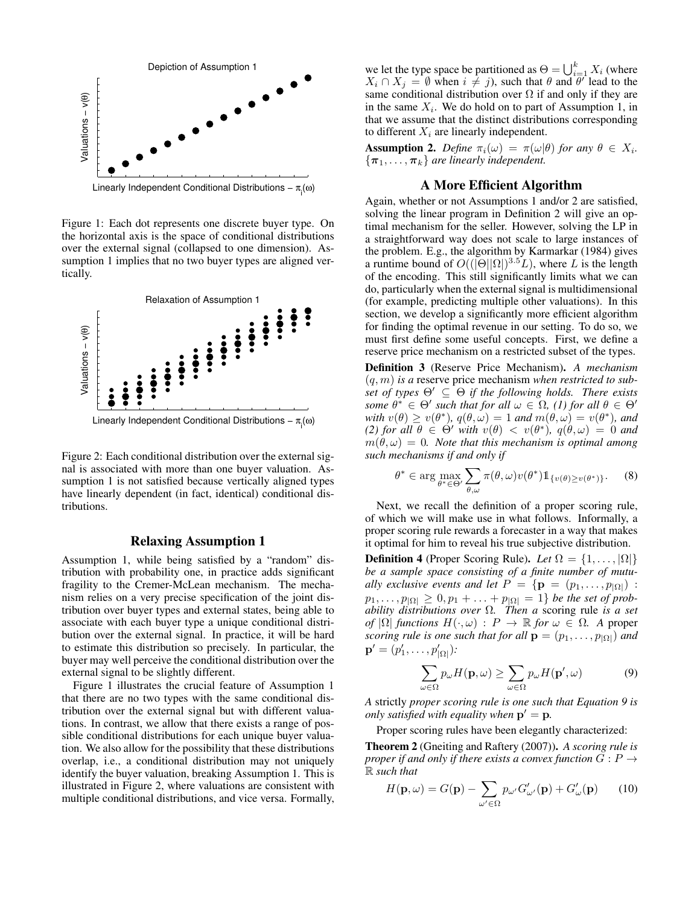Figure 1: Each dot represents one discrete buyer type. On the horizontal axis is the space of conditional distributions over the external signal (collapsed to one dimension). Assumption 1 implies that no two buyer types are aligned vertically.

Figure 2: Each conditional distribution over the external signal is associated with more than one buyer valuation. Assumption 1 is not satisfied because vertically aligned types have linearly dependent (in fact, identical) conditional distributions.

## Relaxing Assumption 1

Assumption 1, while being satisfied by a "random" distribution with probability one, in practice adds significant fragility to the Cremer-McLean mechanism. The mechanism relies on a very precise specification of the joint distribution over buyer types and external states, being able to associate with each buyer type a unique conditional distribution over the external signal. In practice, it will be hard to estimate this distribution so precisely. In particular, the buyer may well perceive the conditional distribution over the external signal to be slightly different.

Figure 1 illustrates the crucial feature of Assumption 1 that there are no two types with the same conditional distribution over the external signal but with different valuations. In contrast, we allow that there exists a range of possible conditional distributions for each unique buyer valuation. We also allow for the possibility that these distributions overlap, i.e., a conditional distribution may not uniquely identify the buyer valuation, breaking Assumption 1. This is illustrated in Figure 2, where valuations are consistent with multiple conditional distributions, and vice versa. Formally, we let the type space be partitioned as $\Theta = \bigcup_{i=1}^{k} X_i$ (where $X_i \cap X_j = \emptyset$ when $i \neq j$), such that $\theta$ and $\theta'$ lead to the same conditional distribution over $\Omega$ if and only if they are in the same $X_i$. We do hold on to part of Assumption 1, in that we assume that the distinct distributions corresponding to different $X_i$ are linearly independent.

**Assumption 2.** *Define $\pi_i(\omega) = \pi(\omega|\theta)$ for any $\theta \in X_i$. $\{\boldsymbol{\pi}_1, \ldots, \boldsymbol{\pi}_k\}$ are linearly independent.*

## A More Efficient Algorithm

Again, whether or not Assumptions 1 and/or 2 are satisfied, solving the linear program in Definition 2 will give an optimal mechanism for the seller. However, solving the LP in a straightforward way does not scale to large instances of the problem. E.g., the algorithm by Karmarkar (1984) gives a runtime bound of $O((|\Theta||\Omega|)^{3.5}L)$, where $L$ is the length of the encoding. This still significantly limits what we can do, particularly when the external signal is multidimensional (for example, predicting multiple other valuations). In this section, we develop a significantly more efficient algorithm for finding the optimal revenue in our setting. To do so, we must first define some useful concepts. First, we define a reserve price mechanism on a restricted subset of the types.

**Definition 3** (Reserve Price Mechanism)**.** *A mechanism $(q, m)$ is a* reserve price mechanism *when restricted to subset of types $\Theta' \subseteq \Theta$ if the following holds. There exists some $\theta^* \in \Theta'$ such that for all $\omega \in \Omega$, (1) for all $\theta \in \Theta'$ with $v(\theta) \geq v(\theta^*)$, $q(\theta, \omega) = 1$ and $m(\theta, \omega) = v(\theta^*)$, and (2) for all $\theta \in \Theta'$ with $v(\theta) < v(\theta^*)$, $q(\theta, \omega) = 0$ and $m(\theta, \omega) = 0$. Note that this mechanism is optimal among such mechanisms if and only if*

$$\theta^* \in \arg\max_{\theta^* \in \Theta'} \sum_{\theta, \omega} \pi(\theta, \omega) v(\theta^*) \mathbb{1}_{\{v(\theta) \geq v(\theta^*)\}}. \tag{8}$$

Next, we recall the definition of a proper scoring rule, of which we will make use in what follows. Informally, a proper scoring rule rewards a forecaster in a way that makes it optimal for him to reveal his true subjective distribution.

**Definition 4** (Proper Scoring Rule)**.** *Let $\Omega = \{1, \ldots, |\Omega|\}$ be a sample space consisting of a finite number of mutually exclusive events and let $P = \{\mathbf{p} = (p_1, \ldots, p_{|\Omega|}) : p_1, \ldots, p_{|\Omega|} \geq 0, p_1 + \ldots + p_{|\Omega|} = 1\}$ be the set of probability distributions over $\Omega$. Then a* scoring rule *is a set of $|\Omega|$ functions $H(\cdot, \omega) : P \to \mathbb{R}$ for $\omega \in \Omega$. A* proper *scoring rule is one such that for all $\mathbf{p} = (p_1, \ldots, p_{|\Omega|})$ and $\mathbf{p}' = (p'_1, \ldots, p'_{|\Omega|})$:*

$$\sum_{\omega \in \Omega} p_\omega H(\mathbf{p}, \omega) \geq \sum_{\omega \in \Omega} p_\omega H(\mathbf{p}', \omega) \tag{9}$$

*A* strictly *proper scoring rule is one such that Equation 9 is only satisfied with equality when $\mathbf{p}' = \mathbf{p}$.*

Proper scoring rules have been elegantly characterized:

**Theorem 2** (Gneiting and Raftery (2007))**.** *A scoring rule is proper if and only if there exists a convex function $G : P \to \mathbb{R}$ such that*

$$H(\mathbf{p}, \omega) = G(\mathbf{p}) - \sum_{\omega' \in \Omega} p_{\omega'} G'_{\omega'}(\mathbf{p}) + G'_{\omega}(\mathbf{p}) \tag{10}$$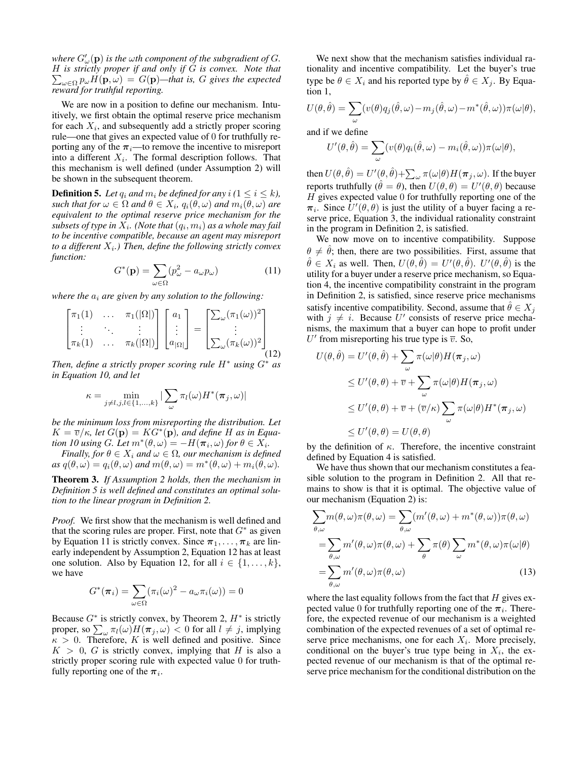*where $G'_\omega(\mathbf{p})$ is the $\omega$th component of the subgradient of $G$. $H$ is strictly proper if and only if $G$ is convex. Note that $\sum_{\omega\in\Omega} p_\omega H(\mathbf{p},\omega) = G(\mathbf{p})$—that is, $G$ gives the expected reward for truthful reporting.*

We are now in a position to define our mechanism. Intuitively, we first obtain the optimal reserve price mechanism for each $X_i$, and subsequently add a strictly proper scoring rule—one that gives an expected value of 0 for truthfully reporting any of the $\boldsymbol{\pi}_i$—to remove the incentive to misreport into a different $X_i$. The formal description follows. That this mechanism is well defined (under Assumption 2) will be shown in the subsequent theorem.

**Definition 5.** *Let $q_i$ and $m_i$ be defined for any $i$ ($1 \le i \le k$), such that for $\omega \in \Omega$ and $\theta \in X_i$, $q_i(\theta,\omega)$ and $m_i(\theta,\omega)$ are equivalent to the optimal reserve price mechanism for the subsets of type in $X_i$. (Note that $(q_i, m_i)$ as a whole may fail to be incentive compatible, because an agent may misreport to a different $X_i$.) Then, define the following strictly convex function:*

$$G^*(\mathbf{p}) = \sum_{\omega\in\Omega}(p_\omega^2 - a_\omega p_\omega) \tag{11}$$

*where the $a_i$ are given by any solution to the following:*

$$\begin{bmatrix} \pi_1(1) & \dots & \pi_1(|\Omega|) \\ \vdots & \ddots & \vdots \\ \pi_k(1) & \dots & \pi_k(|\Omega|) \end{bmatrix} \begin{bmatrix} a_1 \\ \vdots \\ a_{|\Omega|} \end{bmatrix} = \begin{bmatrix} \sum_\omega (\pi_1(\omega))^2 \\ \vdots \\ \sum_\omega (\pi_k(\omega))^2 \end{bmatrix} \tag{12}$$

*Then, define a strictly proper scoring rule $H^*$ using $G^*$ as in Equation 10, and let*

$$\kappa = \min_{j\neq l, j,l\in\{1,\dots,k\}} \left|\sum_\omega \pi_l(\omega) H^*(\boldsymbol{\pi}_j,\omega)\right|$$

*be the minimum loss from misreporting the distribution. Let $K = \overline{v}/\kappa$, let $G(\mathbf{p}) = KG^*(\mathbf{p})$, and define $H$ as in Equation 10 using $G$. Let $m^*(\theta,\omega) = -H(\boldsymbol{\pi}_i,\omega)$ for $\theta \in X_i$.*

*Finally, for $\theta \in X_i$ and $\omega \in \Omega$, our mechanism is defined as $q(\theta,\omega) = q_i(\theta,\omega)$ and $m(\theta,\omega) = m^*(\theta,\omega) + m_i(\theta,\omega)$.*

**Theorem 3.** *If Assumption 2 holds, then the mechanism in Definition 5 is well defined and constitutes an optimal solution to the linear program in Definition 2.*

*Proof.* We first show that the mechanism is well defined and that the scoring rules are proper. First, note that $G^*$ as given by Equation 11 is strictly convex. Since $\boldsymbol{\pi}_1,\dots,\boldsymbol{\pi}_k$ are linearly independent by Assumption 2, Equation 12 has at least one solution. Also by Equation 12, for all $i \in \{1,\dots,k\}$, we have

$$G^*(\boldsymbol{\pi}_i) = \sum_{\omega\in\Omega}((\pi_i(\omega))^2 - a_\omega \pi_i(\omega)) = 0$$

Because $G^*$ is strictly convex, by Theorem 2, $H^*$ is strictly proper, so $\sum_\omega \pi_l(\omega)H(\boldsymbol{\pi}_j,\omega) < 0$ for all $l \neq j$, implying $\kappa > 0$. Therefore, $K$ is well defined and positive. Since $K > 0$, $G$ is strictly convex, implying that $H$ is also a strictly proper scoring rule with expected value 0 for truthfully reporting one of the $\boldsymbol{\pi}_i$.

We next show that the mechanism satisfies individual rationality and incentive compatibility. Let the buyer's true type be $\theta \in X_i$ and his reported type by $\hat{\theta} \in X_j$. By Equation 1,

$$U(\theta,\hat{\theta}) = \sum_\omega (v(\theta)q_j(\hat{\theta},\omega) - m_j(\hat{\theta},\omega) - m^*(\hat{\theta},\omega))\pi(\omega|\theta),$$

and if we define

$$U'(\theta,\hat{\theta}) = \sum_\omega (v(\theta)q_i(\hat{\theta},\omega) - m_i(\hat{\theta},\omega))\pi(\omega|\theta),$$

then $U(\theta,\hat{\theta}) = U'(\theta,\hat{\theta}) + \sum_\omega \pi(\omega|\theta)H(\boldsymbol{\pi}_j,\omega)$. If the buyer reports truthfully ($\hat{\theta} = \theta$), then $U(\theta,\theta) = U'(\theta,\theta)$ because $H$ gives expected value 0 for truthfully reporting one of the $\boldsymbol{\pi}_i$. Since $U'(\theta,\theta)$ is just the utility of a buyer facing a reserve price, Equation 3, the individual rationality constraint in the program in Definition 2, is satisfied.

We now move on to incentive compatibility. Suppose $\theta \neq \hat{\theta}$; then, there are two possibilities. First, assume that $\hat{\theta} \in X_i$ as well. Then, $U(\theta,\hat{\theta}) = U'(\theta,\hat{\theta})$. $U'(\theta,\hat{\theta})$ is the utility for a buyer under a reserve price mechanism, so Equation 4, the incentive compatibility constraint in the program in Definition 2, is satisfied, since reserve price mechanisms satisfy incentive compatibility. Second, assume that $\hat{\theta} \in X_j$ with $j \neq i$. Because $U'$ consists of reserve price mechanisms, the maximum that a buyer can hope to profit under $U'$ from misreporting his true type is $\overline{v}$. So,

$$\begin{aligned}
U(\theta,\hat{\theta}) &= U'(\theta,\hat{\theta}) + \sum_\omega \pi(\omega|\theta)H(\boldsymbol{\pi}_j,\omega) \\
&\le U'(\theta,\theta) + \overline{v} + \sum_\omega \pi(\omega|\theta)H(\boldsymbol{\pi}_j,\omega) \\
&\le U'(\theta,\theta) + \overline{v} + (\overline{v}/\kappa)\sum_\omega \pi(\omega|\theta)H^*(\boldsymbol{\pi}_j,\omega) \\
&\le U'(\theta,\theta) = U(\theta,\theta)
\end{aligned}$$

by the definition of $\kappa$. Therefore, the incentive constraint defined by Equation 4 is satisfied.

We have thus shown that our mechanism constitutes a feasible solution to the program in Definition 2. All that remains to show is that it is optimal. The objective value of our mechanism (Equation 2) is:

$$\begin{aligned}
\sum_{\theta,\omega} m(\theta,\omega)\pi(\theta,\omega) &= \sum_{\theta,\omega}(m'(\theta,\omega) + m^*(\theta,\omega))\pi(\theta,\omega) \\
&= \sum_{\theta,\omega} m'(\theta,\omega)\pi(\theta,\omega) + \sum_\theta \pi(\theta)\sum_\omega m^*(\theta,\omega)\pi(\omega|\theta) \\
&= \sum_{\theta,\omega} m'(\theta,\omega)\pi(\theta,\omega)
\end{aligned} \tag{13}$$

where the last equality follows from the fact that $H$ gives expected value 0 for truthfully reporting one of the $\boldsymbol{\pi}_i$. Therefore, the expected revenue of our mechanism is a weighted combination of the expected revenues of a set of optimal reserve price mechanisms, one for each $X_i$. More precisely, conditional on the buyer's true type being in $X_i$, the expected revenue of our mechanism is that of the optimal reserve price mechanism for the conditional distribution on the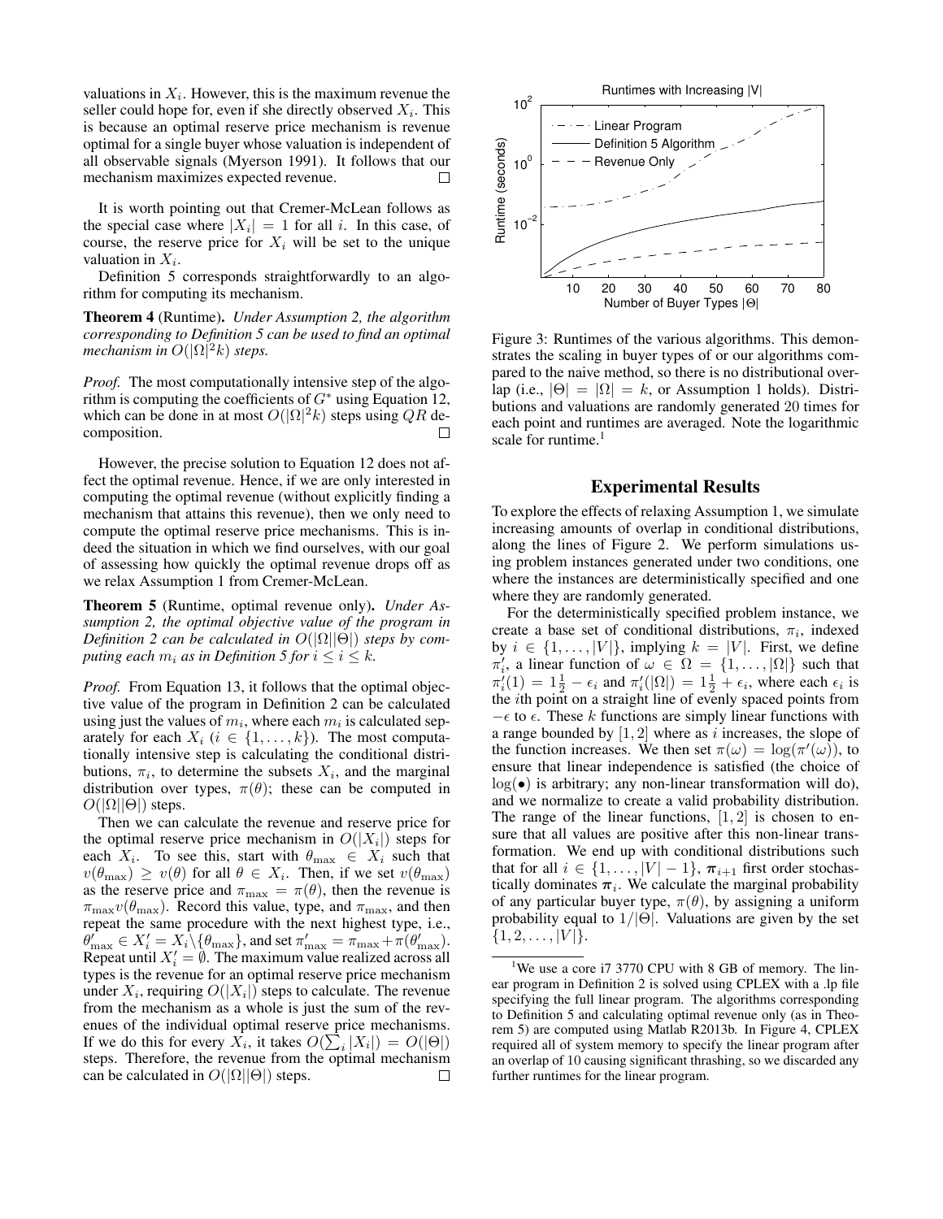valuations in $X_i$. However, this is the maximum revenue the seller could hope for, even if she directly observed $X_i$. This is because an optimal reserve price mechanism is revenue optimal for a single buyer whose valuation is independent of all observable signals (Myerson 1991). It follows that our mechanism maximizes expected revenue. $\square$

It is worth pointing out that Cremer-McLean follows as the special case where $|X_i| = 1$ for all $i$. In this case, of course, the reserve price for $X_i$ will be set to the unique valuation in $X_i$.

Definition 5 corresponds straightforwardly to an algorithm for computing its mechanism.

**Theorem 4** (Runtime)**.** *Under Assumption 2, the algorithm corresponding to Definition 5 can be used to find an optimal mechanism in $O(|\Omega|^2 k)$ steps.*

*Proof.* The most computationally intensive step of the algorithm is computing the coefficients of $G^*$ using Equation 12, which can be done in at most $O(|\Omega|^2 k)$ steps using $QR$ decomposition. $\square$

However, the precise solution to Equation 12 does not affect the optimal revenue. Hence, if we are only interested in computing the optimal revenue (without explicitly finding a mechanism that attains this revenue), then we only need to compute the optimal reserve price mechanisms. This is indeed the situation in which we find ourselves, with our goal of assessing how quickly the optimal revenue drops off as we relax Assumption 1 from Cremer-McLean.

**Theorem 5** (Runtime, optimal revenue only)**.** *Under Assumption 2, the optimal objective value of the program in Definition 2 can be calculated in $O(|\Omega||\Theta|)$ steps by computing each $m_i$ as in Definition 5 for $1 \leq i \leq k$.*

*Proof.* From Equation 13, it follows that the optimal objective value of the program in Definition 2 can be calculated using just the values of $m_i$, where each $m_i$ is calculated separately for each $X_i$ ($i \in \{1, \ldots, k\}$). The most computationally intensive step is calculating the conditional distributions, $\pi_i$, to determine the subsets $X_i$, and the marginal distribution over types, $\pi(\theta)$; these can be computed in $O(|\Omega||\Theta|)$ steps.

Then we can calculate the revenue and reserve price for the optimal reserve price mechanism in $O(|X_i|)$ steps for each $X_i$. To see this, start with $\theta_{\max} \in X_i$ such that $v(\theta_{\max}) \geq v(\theta)$ for all $\theta \in X_i$. Then, if we set $v(\theta_{\max})$ as the reserve price and $\pi_{\max} = \pi(\theta)$, then the revenue is $\pi_{\max} v(\theta_{\max})$. Record this value, type, and $\pi_{\max}$, and then repeat the same procedure with the next highest type, i.e., $\theta'_{\max} \in X'_i = X_i \backslash \{\theta_{\max}\}$, and set $\pi'_{\max} = \pi_{\max} + \pi(\theta'_{\max})$. Repeat until $X'_i = \emptyset$. The maximum value realized across all types is the revenue for an optimal reserve price mechanism under $X_i$, requiring $O(|X_i|)$ steps to calculate. The revenue from the mechanism as a whole is just the sum of the revenues of the individual optimal reserve price mechanisms. If we do this for every $X_i$, it takes $O(\sum_i |X_i|) = O(|\Theta|)$ steps. Therefore, the revenue from the optimal mechanism can be calculated in $O(|\Omega||\Theta|)$ steps. $\square$

Figure 3: Runtimes of the various algorithms. This demonstrates the scaling in buyer types of or our algorithms compared to the naive method, so there is no distributional overlap (i.e., $|\Theta| = |\Omega| = k$, or Assumption 1 holds). Distributions and valuations are randomly generated 20 times for each point and runtimes are averaged. Note the logarithmic scale for runtime.[1]

## Experimental Results

To explore the effects of relaxing Assumption 1, we simulate increasing amounts of overlap in conditional distributions, along the lines of Figure 2. We perform simulations using problem instances generated under two conditions, one where the instances are deterministically specified and one where they are randomly generated.

For the deterministically specified problem instance, we create a base set of conditional distributions, $\pi_i$, indexed by $i \in \{1, \ldots, |V|\}$, implying $k = |V|$. First, we define $\pi'_i$, a linear function of $\omega \in \Omega = \{1, \ldots, |\Omega|\}$ such that $\pi'_i(1) = 1\frac{1}{2} - \epsilon_i$ and $\pi'_i(|\Omega|) = 1\frac{1}{2} + \epsilon_i$, where each $\epsilon_i$ is the $i$th point on a straight line of evenly spaced points from $-\epsilon$ to $\epsilon$. These $k$ functions are simply linear functions with a range bounded by $[1, 2]$ where as $i$ increases, the slope of the function increases. We then set $\pi(\omega) = \log(\pi'(\omega))$, to ensure that linear independence is satisfied (the choice of $\log(\bullet)$ is arbitrary; any non-linear transformation will do), and we normalize to create a valid probability distribution. The range of the linear functions, $[1, 2]$ is chosen to ensure that all values are positive after this non-linear transformation. We end up with conditional distributions such that for all $i \in \{1, \ldots, |V| - 1\}$, $\boldsymbol{\pi}_{i+1}$ first order stochastically dominates $\boldsymbol{\pi}_i$. We calculate the marginal probability of any particular buyer type, $\pi(\theta)$, by assigning a uniform probability equal to $1/|\Theta|$. Valuations are given by the set $\{1, 2, \ldots, |V|\}$.

[1] We use a core i7 3770 CPU with 8 GB of memory. The linear program in Definition 2 is solved using CPLEX with a .lp file specifying the full linear program. The algorithms corresponding to Definition 5 and calculating optimal revenue only (as in Theorem 5) are computed using Matlab R2013b. In Figure 4, CPLEX required all of system memory to specify the linear program after an overlap of 10 causing significant thrashing, so we discarded any further runtimes for the linear program.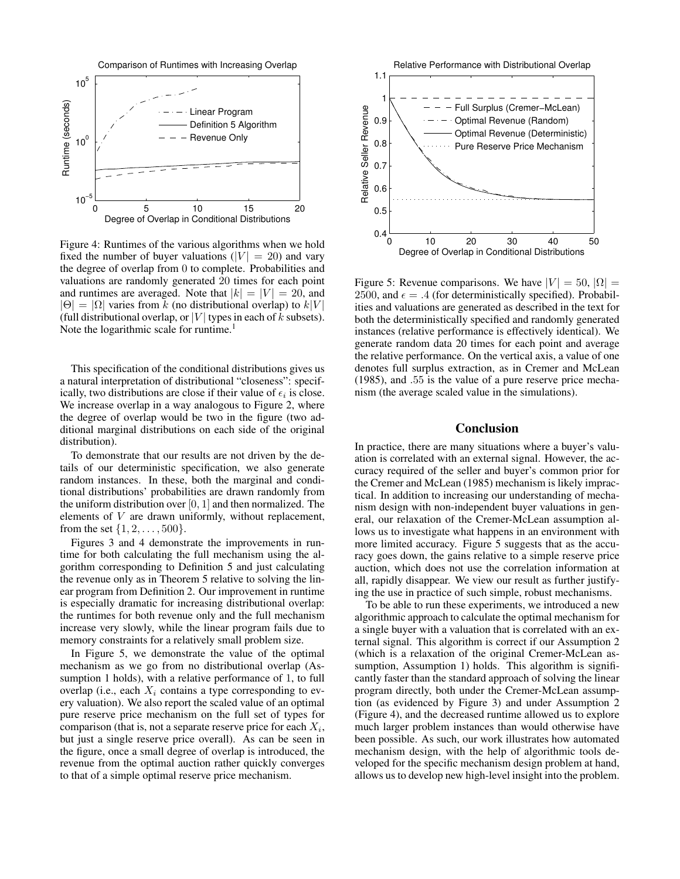Figure 4: Runtimes of the various algorithms when we hold fixed the number of buyer valuations ($|V| = 20$) and vary the degree of overlap from 0 to complete. Probabilities and valuations are randomly generated 20 times for each point and runtimes are averaged. Note that $|k| = |V| = 20$, and $|\Theta| = |\Omega|$ varies from $k$ (no distributional overlap) to $k|V|$ (full distributional overlap, or $|V|$ types in each of $k$ subsets). Note the logarithmic scale for runtime.[1]

This specification of the conditional distributions gives us a natural interpretation of distributional "closeness": specifically, two distributions are close if their value of $\epsilon_i$ is close. We increase overlap in a way analogous to Figure 2, where the degree of overlap would be two in the figure (two additional marginal distributions on each side of the original distribution).

To demonstrate that our results are not driven by the details of our deterministic specification, we also generate random instances. In these, both the marginal and conditional distributions' probabilities are drawn randomly from the uniform distribution over $[0, 1]$ and then normalized. The elements of $V$ are drawn uniformly, without replacement, from the set $\{1, 2, \ldots, 500\}$.

Figures 3 and 4 demonstrate the improvements in runtime for both calculating the full mechanism using the algorithm corresponding to Definition 5 and just calculating the revenue only as in Theorem 5 relative to solving the linear program from Definition 2. Our improvement in runtime is especially dramatic for increasing distributional overlap: the runtimes for both revenue only and the full mechanism increase very slowly, while the linear program fails due to memory constraints for a relatively small problem size.

In Figure 5, we demonstrate the value of the optimal mechanism as we go from no distributional overlap (Assumption 1 holds), with a relative performance of 1, to full overlap (i.e., each $X_i$ contains a type corresponding to every valuation). We also report the scaled value of an optimal pure reserve price mechanism on the full set of types for comparison (that is, not a separate reserve price for each $X_i$, but just a single reserve price overall). As can be seen in the figure, once a small degree of overlap is introduced, the revenue from the optimal auction rather quickly converges to that of a simple optimal reserve price mechanism.

Figure 5: Revenue comparisons. We have $|V| = 50$, $|\Omega| = 2500$, and $\epsilon = .4$ (for deterministically specified). Probabilities and valuations are generated as described in the text for both the deterministically specified and randomly generated instances (relative performance is effectively identical). We generate random data 20 times for each point and average the relative performance. On the vertical axis, a value of one denotes full surplus extraction, as in Cremer and McLean (1985), and .55 is the value of a pure reserve price mechanism (the average scaled value in the simulations).

## Conclusion

In practice, there are many situations where a buyer's valuation is correlated with an external signal. However, the accuracy required of the seller and buyer's common prior for the Cremer and McLean (1985) mechanism is likely impractical. In addition to increasing our understanding of mechanism design with non-independent buyer valuations in general, our relaxation of the Cremer-McLean assumption allows us to investigate what happens in an environment with more limited accuracy. Figure 5 suggests that as the accuracy goes down, the gains relative to a simple reserve price auction, which does not use the correlation information at all, rapidly disappear. We view our result as further justifying the use in practice of such simple, robust mechanisms.

To be able to run these experiments, we introduced a new algorithmic approach to calculate the optimal mechanism for a single buyer with a valuation that is correlated with an external signal. This algorithm is correct if our Assumption 2 (which is a relaxation of the original Cremer-McLean assumption, Assumption 1) holds. This algorithm is significantly faster than the standard approach of solving the linear program directly, both under the Cremer-McLean assumption (as evidenced by Figure 3) and under Assumption 2 (Figure 4), and the decreased runtime allowed us to explore much larger problem instances than would otherwise have been possible. As such, our work illustrates how automated mechanism design, with the help of algorithmic tools developed for the specific mechanism design problem at hand, allows us to develop new high-level insight into the problem.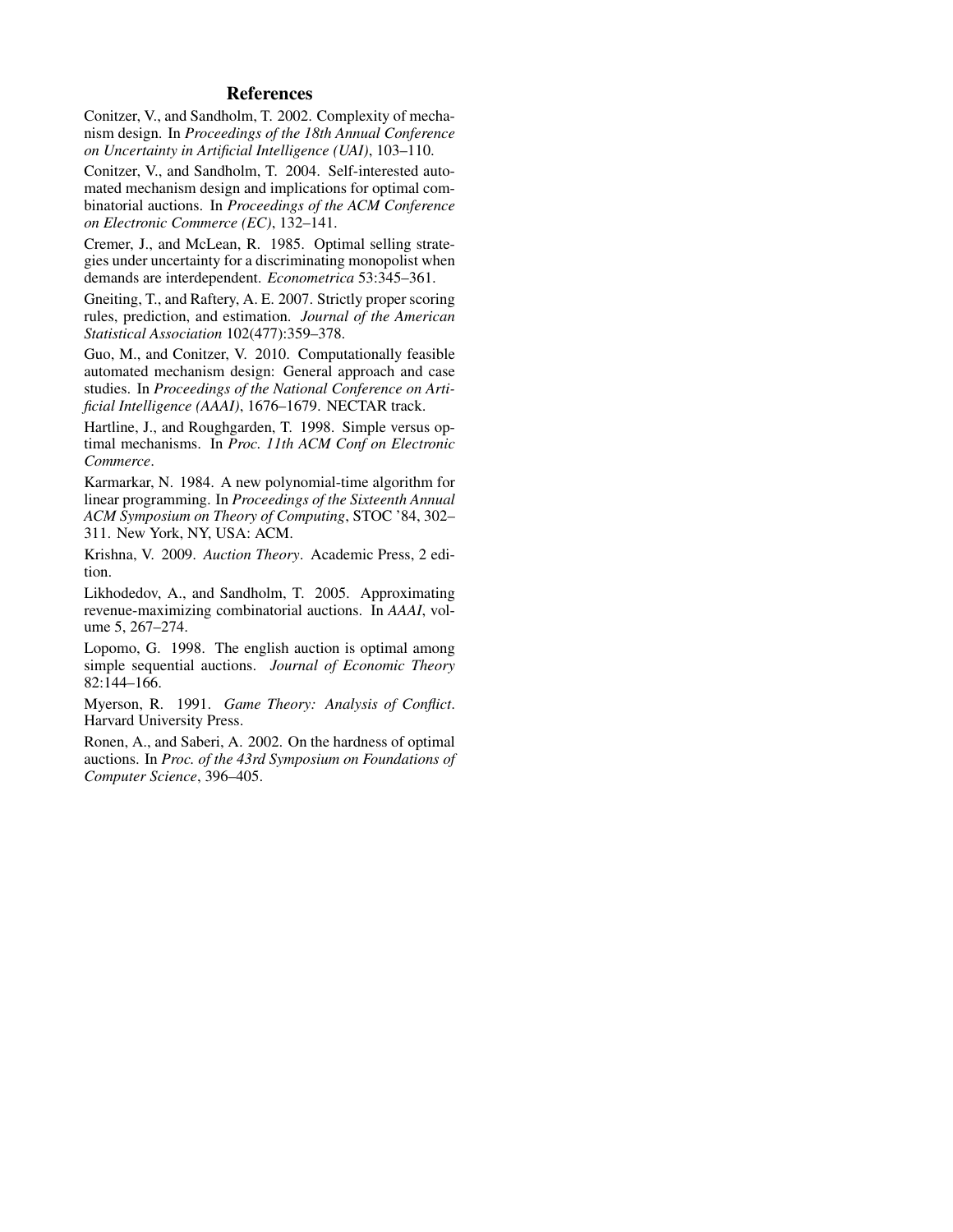## References

Conitzer, V., and Sandholm, T. 2002. Complexity of mechanism design. In *Proceedings of the 18th Annual Conference on Uncertainty in Artificial Intelligence (UAI)*, 103–110.

Conitzer, V., and Sandholm, T. 2004. Self-interested automated mechanism design and implications for optimal combinatorial auctions. In *Proceedings of the ACM Conference on Electronic Commerce (EC)*, 132–141.

Cremer, J., and McLean, R. 1985. Optimal selling strategies under uncertainty for a discriminating monopolist when demands are interdependent. *Econometrica* 53:345–361.

Gneiting, T., and Raftery, A. E. 2007. Strictly proper scoring rules, prediction, and estimation. *Journal of the American Statistical Association* 102(477):359–378.

Guo, M., and Conitzer, V. 2010. Computationally feasible automated mechanism design: General approach and case studies. In *Proceedings of the National Conference on Artificial Intelligence (AAAI)*, 1676–1679. NECTAR track.

Hartline, J., and Roughgarden, T. 1998. Simple versus optimal mechanisms. In *Proc. 11th ACM Conf on Electronic Commerce*.

Karmarkar, N. 1984. A new polynomial-time algorithm for linear programming. In *Proceedings of the Sixteenth Annual ACM Symposium on Theory of Computing*, STOC '84, 302–311. New York, NY, USA: ACM.

Krishna, V. 2009. *Auction Theory*. Academic Press, 2 edition.

Likhodedov, A., and Sandholm, T. 2005. Approximating revenue-maximizing combinatorial auctions. In *AAAI*, volume 5, 267–274.

Lopomo, G. 1998. The english auction is optimal among simple sequential auctions. *Journal of Economic Theory* 82:144–166.

Myerson, R. 1991. *Game Theory: Analysis of Conflict*. Harvard University Press.

Ronen, A., and Saberi, A. 2002. On the hardness of optimal auctions. In *Proc. of the 43rd Symposium on Foundations of Computer Science*, 396–405.